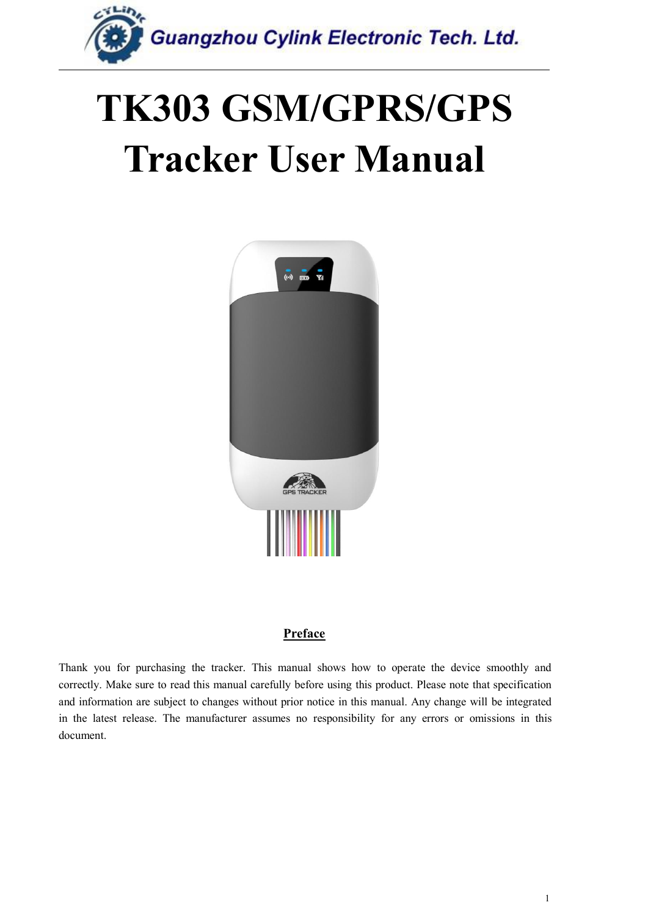Guangzhou Cylink Electronic Tech. Ltd.

# TK303 GSM/GPRS/GPS Tracker User Manual

## Preface

Thank you for purchasing the tracker. This manual shows how to operate the device smoothly and correctly. Make sure to read this manual carefully before using this product. Please note that specification and information are subject to changes without prior notice in this manual. Any change will be integrated in the latest release. The manufacturer assumes no responsibility for any errors or omissions in this document.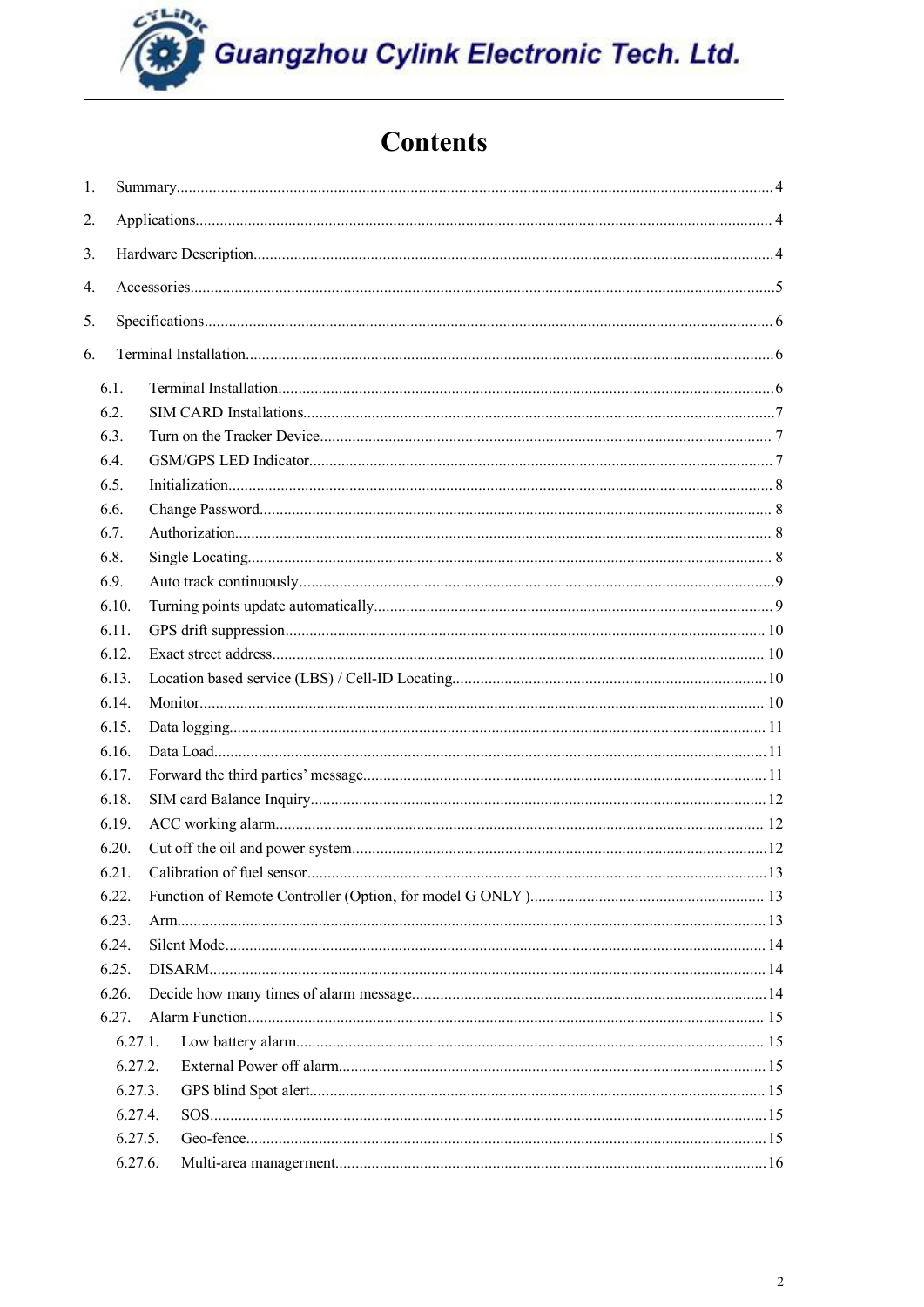# Contents

1. Summary....................................................................................................4
2. Applications...............................................................................................4
3. Hardware Description...................................................................................4
4. Accessories.................................................................................................5
5. Specifications..............................................................................................6
6. Terminal Installation.....................................................................................6

   6.1. Terminal Installation...............................................................................6
   6.2. SIM CARD Installations...........................................................................7
   6.3. Turn on the Tracker Device......................................................................7
   6.4. GSM/GPS LED Indicator.........................................................................7
   6.5. Initialization.........................................................................................8
   6.6. Change Password...................................................................................8
   6.7. Authorization........................................................................................8
   6.8. Single Locating......................................................................................8
   6.9. Auto track continuously...........................................................................9
   6.10. Turning points update automatically.........................................................9
   6.11. GPS drift suppression............................................................................10
   6.12. Exact street address..............................................................................10
   6.13. Location based service (LBS) / Cell-ID Locating.........................................10
   6.14. Monitor..............................................................................................10
   6.15. Data logging........................................................................................11
   6.16. Data Load...........................................................................................11
   6.17. Forward the third parties' message..........................................................11
   6.18. SIM card Balance Inquiry.......................................................................12
   6.19. ACC working alarm...............................................................................12
   6.20. Cut off the oil and power system..............................................................12
   6.21. Calibration of fuel sensor........................................................................13
   6.22. Function of Remote Controller (Option, for model G ONLY )..........................13
   6.23. Arm...................................................................................................13
   6.24. Silent Mode.........................................................................................14
   6.25. DISARM.............................................................................................14
   6.26. Decide how many times of alarm message...................................................14
   6.27. Alarm Function.....................................................................................15

      6.27.1. Low battery alarm.............................................................................15
      6.27.2. External Power off alarm.....................................................................15
      6.27.3. GPS blind Spot alert...........................................................................15
      6.27.4. SOS................................................................................................15
      6.27.5. Geo-fence.........................................................................................15
      6.27.6. Multi-area managerment......................................................................16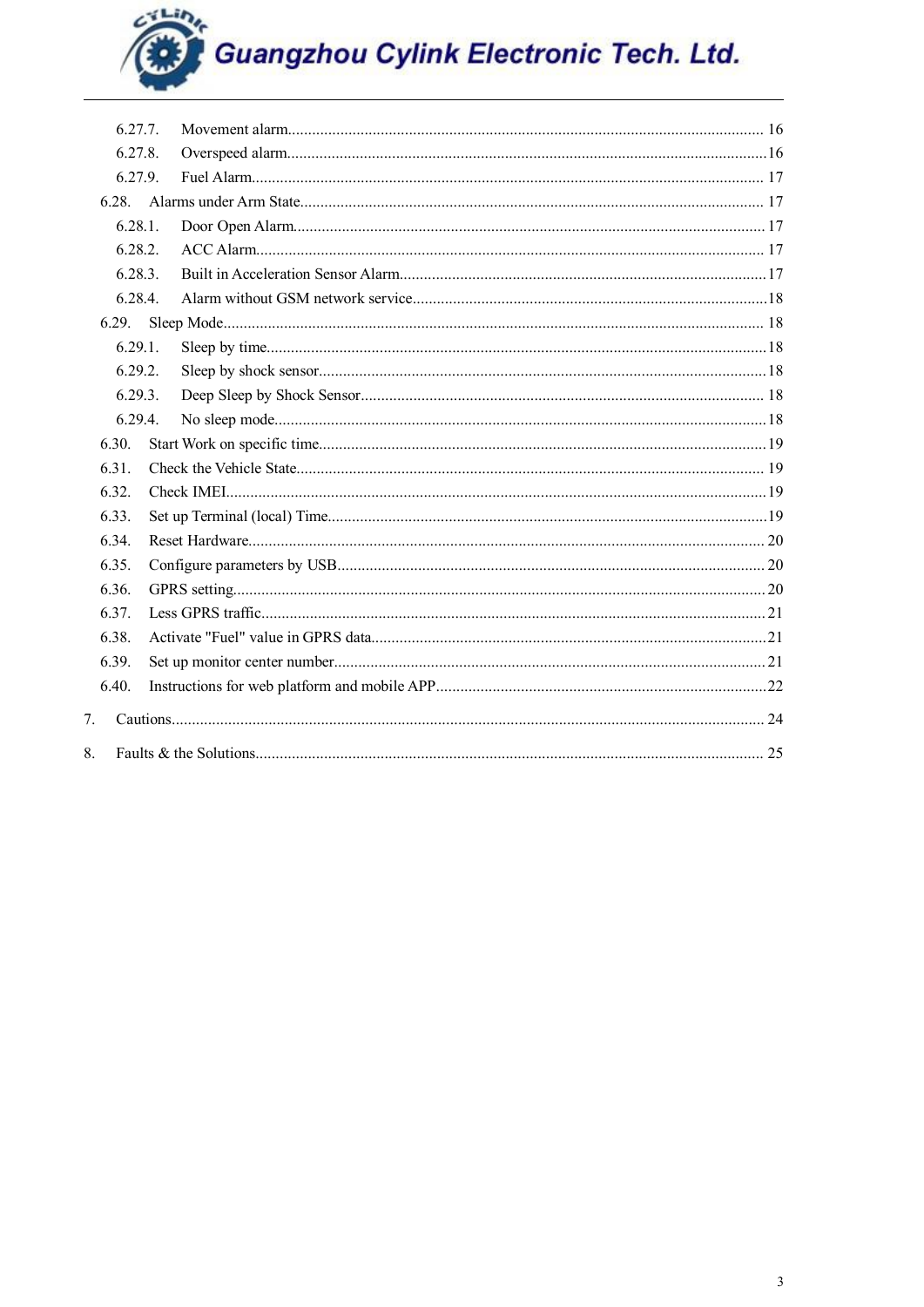6.27.7. Movement alarm........................................................................................................ 16

6.27.8. Overspeed alarm........................................................................................................16

6.27.9. Fuel Alarm................................................................................................................ 17

6.28. Alarms under Arm State.................................................................................................. 17

6.28.1. Door Open Alarm...................................................................................................... 17

6.28.2. ACC Alarm................................................................................................................ 17

6.28.3. Built in Acceleration Sensor Alarm..........................................................................17

6.28.4. Alarm without GSM network service.......................................................................18

6.29. Sleep Mode...................................................................................................................... 18

6.29.1. Sleep by time.............................................................................................................18

6.29.2. Sleep by shock sensor................................................................................................18

6.29.3. Deep Sleep by Shock Sensor..................................................................................... 18

6.29.4. No sleep mode...........................................................................................................18

6.30. Start Work on specific time..............................................................................................19

6.31. Check the Vehicle State................................................................................................... 19

6.32. Check IMEI......................................................................................................................19

6.33. Set up Terminal (local) Time............................................................................................19

6.34. Reset Hardware................................................................................................................ 20

6.35. Configure parameters by USB......................................................................................... 20

6.36. GPRS setting.................................................................................................................... 20

6.37. Less GPRS traffic.............................................................................................................21

6.38. Activate "Fuel" value in GPRS data.................................................................................21

6.39. Set up monitor center number..........................................................................................21

6.40. Instructions for web platform and mobile APP.................................................................22

7. Cautions.................................................................................................................................. 24

8. Faults & the Solutions............................................................................................................. 25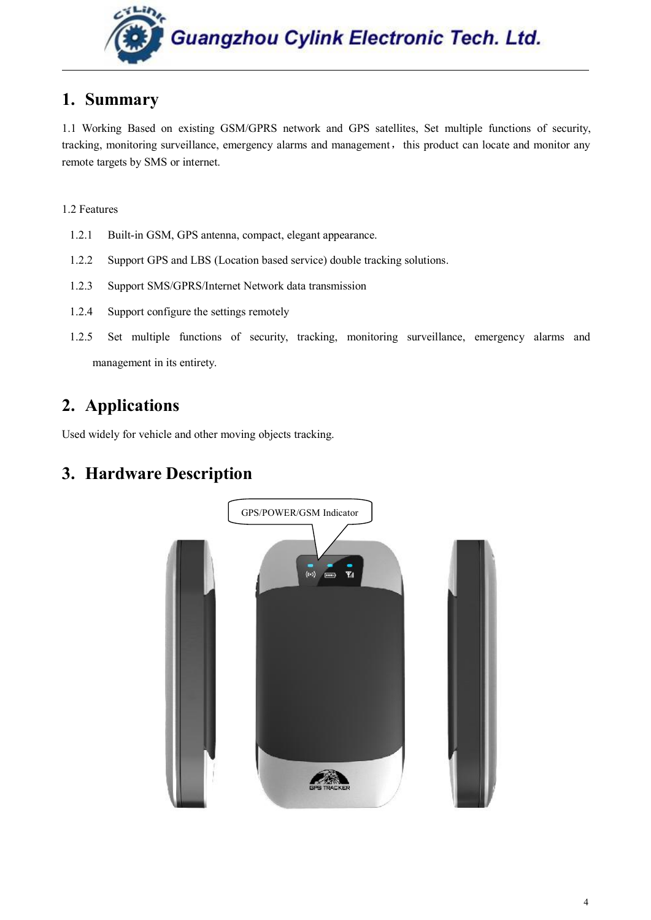# 1. Summary

1.1 Working Based on existing GSM/GPRS network and GPS satellites, Set multiple functions of security, tracking, monitoring surveillance, emergency alarms and management， this product can locate and monitor any remote targets by SMS or internet.

1.2 Features

1.2.1 Built-in GSM, GPS antenna, compact, elegant appearance.

1.2.2 Support GPS and LBS (Location based service) double tracking solutions.

1.2.3 Support SMS/GPRS/Internet Network data transmission

1.2.4 Support configure the settings remotely

1.2.5 Set multiple functions of security, tracking, monitoring surveillance, emergency alarms and management in its entirety.

# 2. Applications

Used widely for vehicle and other moving objects tracking.

# 3. Hardware Description

GPS/POWER/GSM Indicator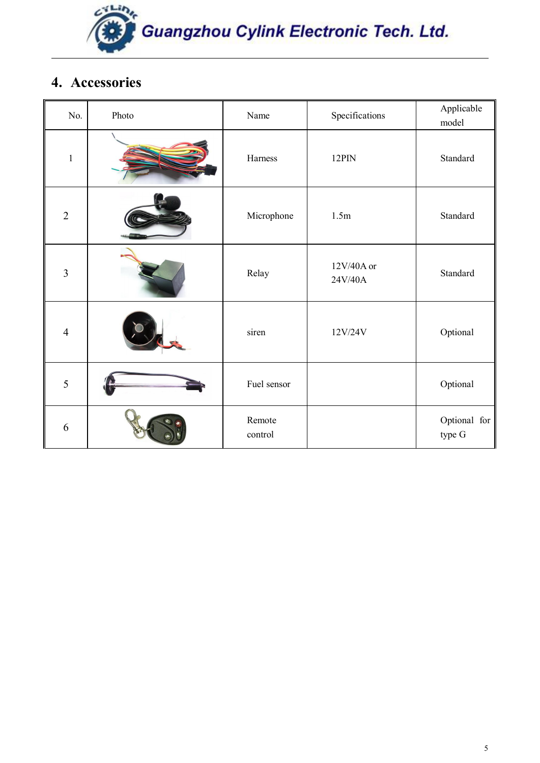## 4. Accessories

| No. | Photo | Name | Specifications | Applicable model |
|---|---|---|---|---|
| 1 | | Harness | 12PIN | Standard |
| 2 | | Microphone | 1.5m | Standard |
| 3 | | Relay | 12V/40A or 24V/40A | Standard |
| 4 | | siren | 12V/24V | Optional |
| 5 | | Fuel sensor | | Optional |
| 6 | | Remote control | | Optional for type G |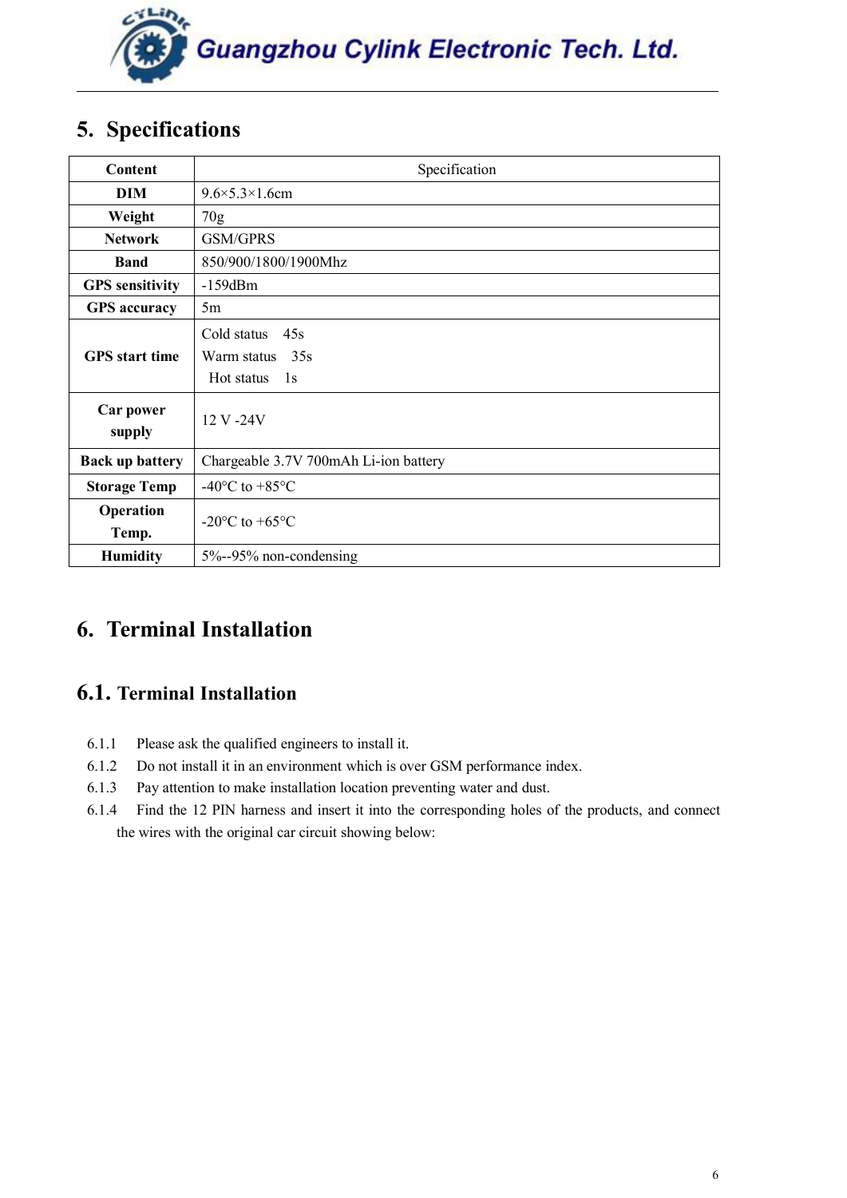## 5. Specifications

| Content | Specification |
|---|---|
| DIM | 9.6×5.3×1.6cm |
| Weight | 70g |
| Network | GSM/GPRS |
| Band | 850/900/1800/1900Mhz |
| GPS sensitivity | -159dBm |
| GPS accuracy | 5m |
| GPS start time | Cold status 45s<br>Warm status 35s<br>Hot status 1s |
| Car power supply | 12 V -24V |
| Back up battery | Chargeable 3.7V 700mAh Li-ion battery |
| Storage Temp | -40°C to +85°C |
| Operation Temp. | -20°C to +65°C |
| Humidity | 5%--95% non-condensing |

## 6. Terminal Installation

### 6.1. Terminal Installation

6.1.1 Please ask the qualified engineers to install it.

6.1.2 Do not install it in an environment which is over GSM performance index.

6.1.3 Pay attention to make installation location preventing water and dust.

6.1.4 Find the 12 PIN harness and insert it into the corresponding holes of the products, and connect the wires with the original car circuit showing below: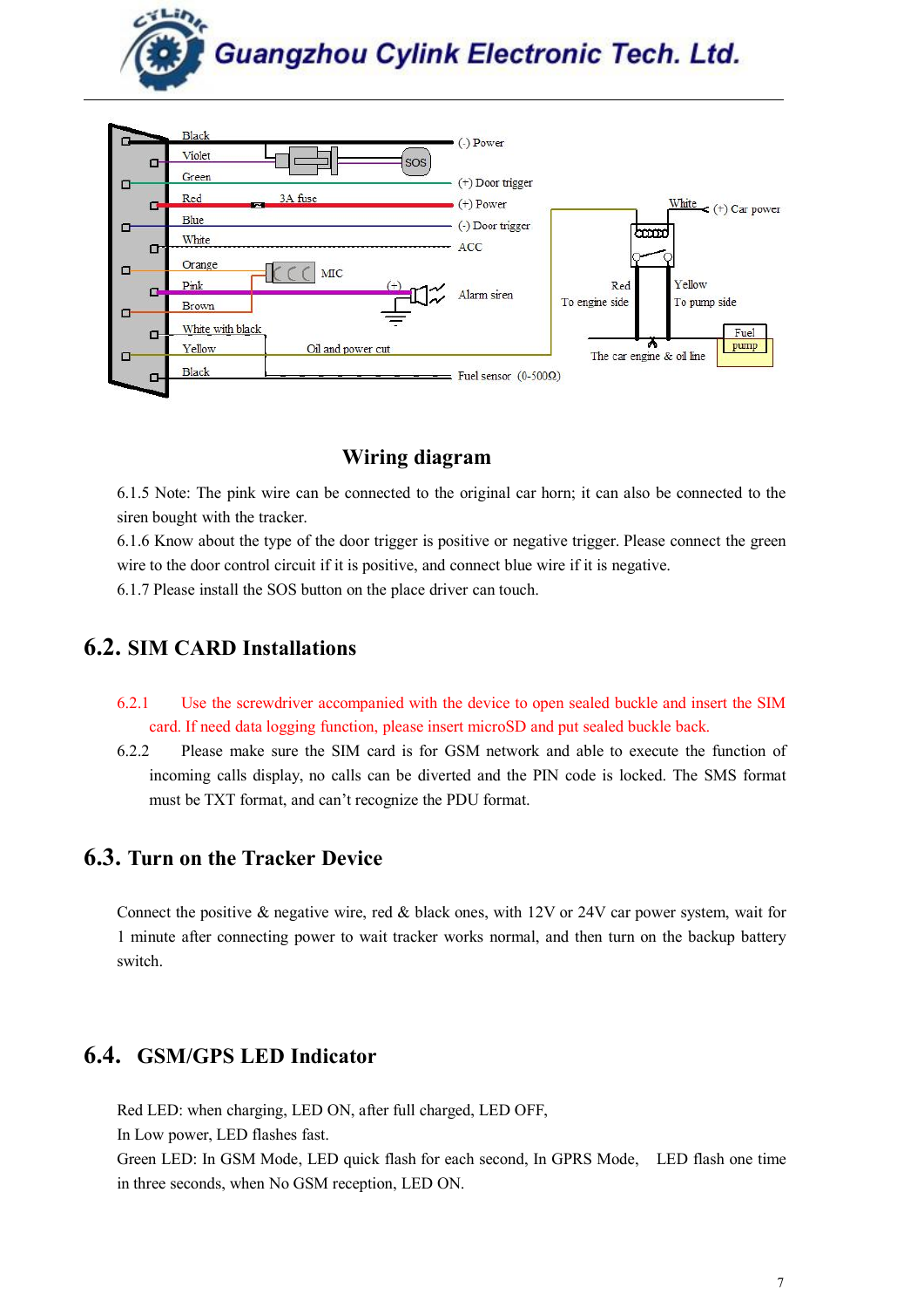Wiring diagram

6.1.5 Note: The pink wire can be connected to the original car horn; it can also be connected to the siren bought with the tracker.

6.1.6 Know about the type of the door trigger is positive or negative trigger. Please connect the green wire to the door control circuit if it is positive, and connect blue wire if it is negative.

6.1.7 Please install the SOS button on the place driver can touch.

## 6.2. SIM CARD Installations

6.2.1 Use the screwdriver accompanied with the device to open sealed buckle and insert the SIM card. If need data logging function, please insert microSD and put sealed buckle back.

6.2.2 Please make sure the SIM card is for GSM network and able to execute the function of incoming calls display, no calls can be diverted and the PIN code is locked. The SMS format must be TXT format, and can't recognize the PDU format.

## 6.3. Turn on the Tracker Device

Connect the positive & negative wire, red & black ones, with 12V or 24V car power system, wait for 1 minute after connecting power to wait tracker works normal, and then turn on the backup battery switch.

## 6.4. GSM/GPS LED Indicator

Red LED: when charging, LED ON, after full charged, LED OFF,
In Low power, LED flashes fast.
Green LED: In GSM Mode, LED quick flash for each second, In GPRS Mode, LED flash one time in three seconds, when No GSM reception, LED ON.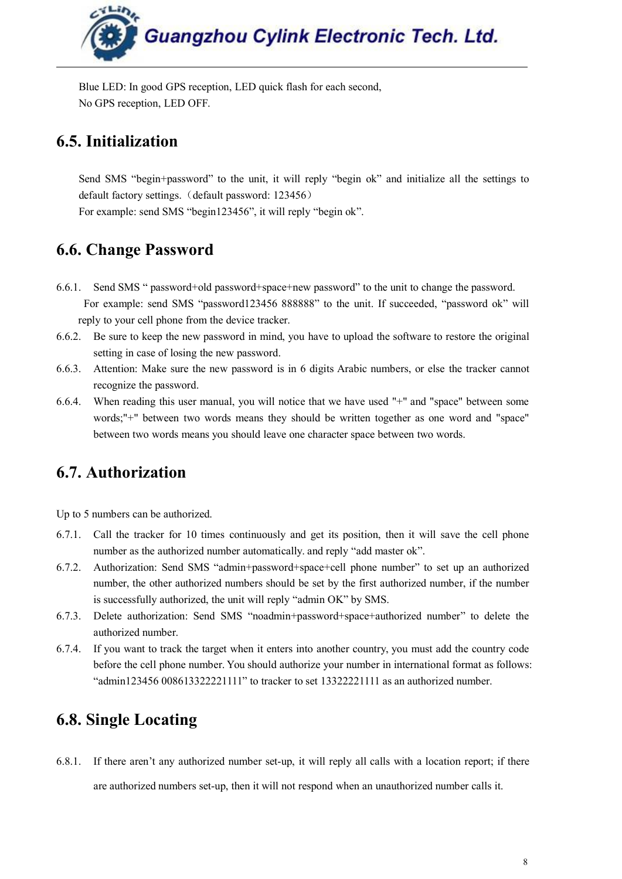Blue LED: In good GPS reception, LED quick flash for each second,

No GPS reception, LED OFF.

## 6.5. Initialization

Send SMS "begin+password" to the unit, it will reply "begin ok" and initialize all the settings to default factory settings.（default password: 123456）

For example: send SMS "begin123456", it will reply "begin ok".

## 6.6. Change Password

6.6.1. Send SMS " password+old password+space+new password" to the unit to change the password.

For example: send SMS "password123456 888888" to the unit. If succeeded, "password ok" will reply to your cell phone from the device tracker.

6.6.2. Be sure to keep the new password in mind, you have to upload the software to restore the original setting in case of losing the new password.

6.6.3. Attention: Make sure the new password is in 6 digits Arabic numbers, or else the tracker cannot recognize the password.

6.6.4. When reading this user manual, you will notice that we have used "+" and "space" between some words;"+" between two words means they should be written together as one word and "space" between two words means you should leave one character space between two words.

## 6.7. Authorization

Up to 5 numbers can be authorized.

6.7.1. Call the tracker for 10 times continuously and get its position, then it will save the cell phone number as the authorized number automatically. and reply "add master ok".

6.7.2. Authorization: Send SMS "admin+password+space+cell phone number" to set up an authorized number, the other authorized numbers should be set by the first authorized number, if the number is successfully authorized, the unit will reply "admin OK" by SMS.

6.7.3. Delete authorization: Send SMS "noadmin+password+space+authorized number" to delete the authorized number.

6.7.4. If you want to track the target when it enters into another country, you must add the country code before the cell phone number. You should authorize your number in international format as follows: "admin123456 008613322221111" to tracker to set 13322221111 as an authorized number.

## 6.8. Single Locating

6.8.1. If there aren't any authorized number set-up, it will reply all calls with a location report; if there are authorized numbers set-up, then it will not respond when an unauthorized number calls it.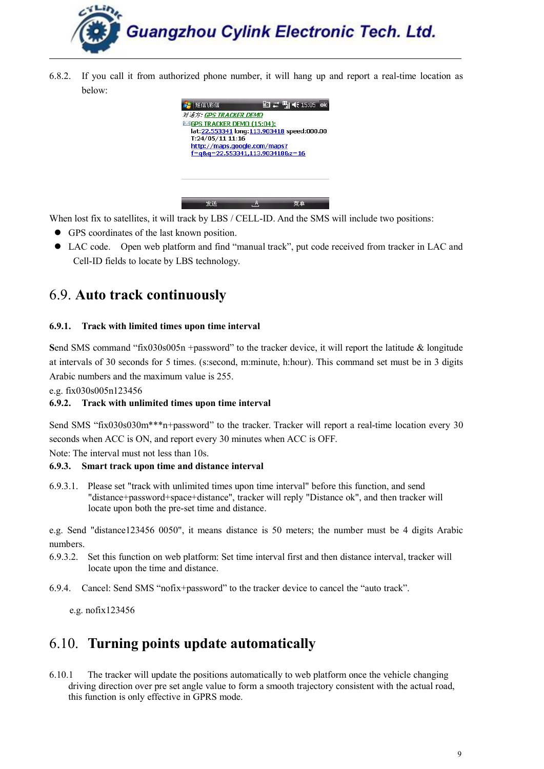6.8.2. If you call it from authorized phone number, it will hang up and report a real-time location as below:

When lost fix to satellites, it will track by LBS / CELL-ID. And the SMS will include two positions:

- GPS coordinates of the last known position.
- LAC code. Open web platform and find "manual track", put code received from tracker in LAC and Cell-ID fields to locate by LBS technology.

## 6.9. Auto track continuously

#### 6.9.1. Track with limited times upon time interval

**S**end SMS command "fix030s005n +password" to the tracker device, it will report the latitude & longitude at intervals of 30 seconds for 5 times. (s:second, m:minute, h:hour). This command set must be in 3 digits Arabic numbers and the maximum value is 255.

e.g. fix030s005n123456

#### 6.9.2. Track with unlimited times upon time interval

Send SMS "fix030s030m***n+password" to the tracker. Tracker will report a real-time location every 30 seconds when ACC is ON, and report every 30 minutes when ACC is OFF.

Note: The interval must not less than 10s.

#### 6.9.3. Smart track upon time and distance interval

6.9.3.1. Please set "track with unlimited times upon time interval" before this function, and send "distance+password+space+distance", tracker will reply "Distance ok", and then tracker will locate upon both the pre-set time and distance.

e.g. Send "distance123456 0050", it means distance is 50 meters; the number must be 4 digits Arabic numbers.

6.9.3.2. Set this function on web platform: Set time interval first and then distance interval, tracker will locate upon the time and distance.

6.9.4. Cancel: Send SMS "nofix+password" to the tracker device to cancel the "auto track".

e.g. nofix123456

## 6.10. Turning points update automatically

6.10.1 The tracker will update the positions automatically to web platform once the vehicle changing driving direction over pre set angle value to form a smooth trajectory consistent with the actual road, this function is only effective in GPRS mode.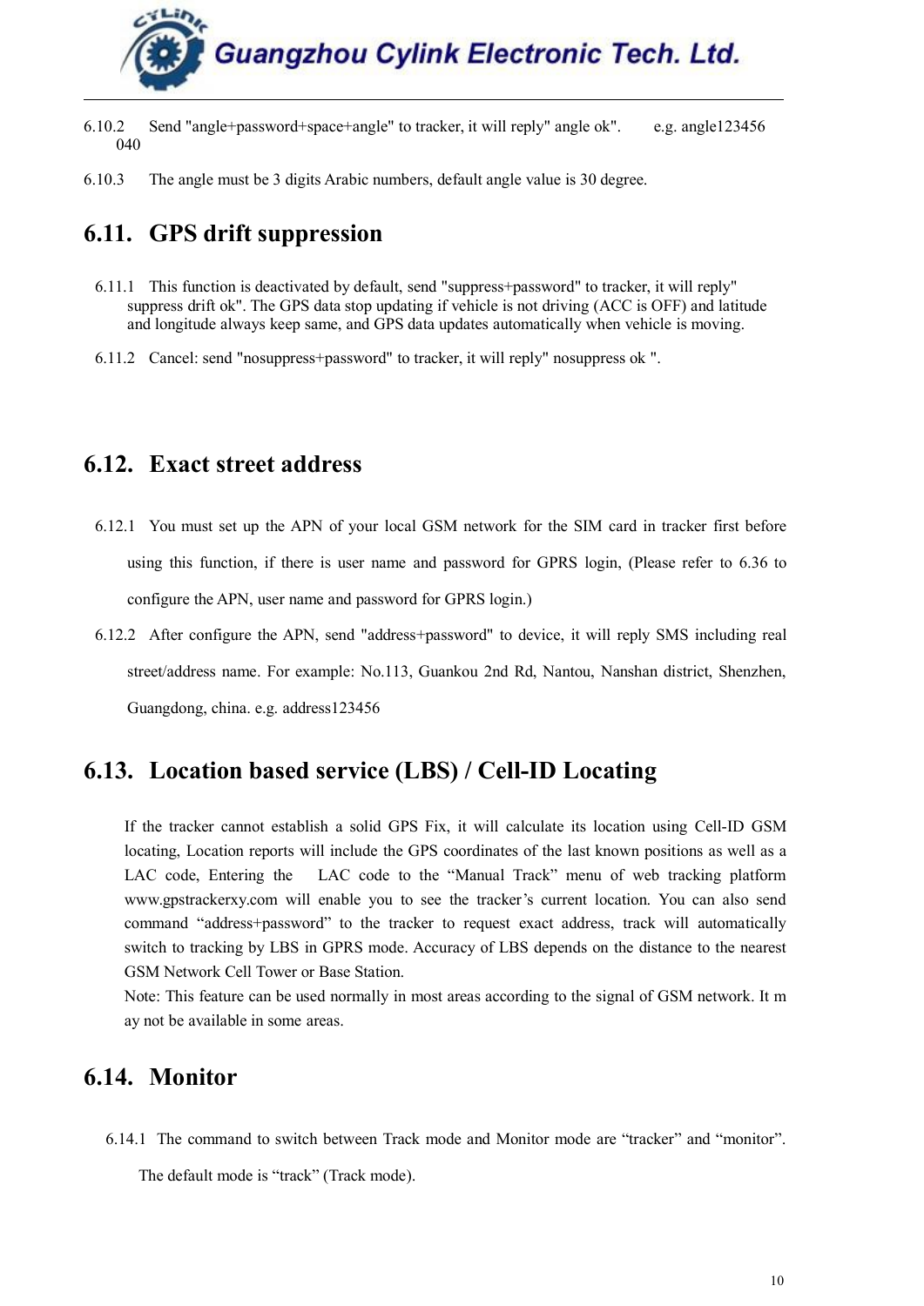6.10.2 Send "angle+password+space+angle" to tracker, it will reply" angle ok". e.g. angle123456 040

6.10.3 The angle must be 3 digits Arabic numbers, default angle value is 30 degree.

## 6.11. GPS drift suppression

6.11.1 This function is deactivated by default, send "suppress+password" to tracker, it will reply" suppress drift ok". The GPS data stop updating if vehicle is not driving (ACC is OFF) and latitude and longitude always keep same, and GPS data updates automatically when vehicle is moving.

6.11.2 Cancel: send "nosuppress+password" to tracker, it will reply" nosuppress ok ".

## 6.12. Exact street address

6.12.1 You must set up the APN of your local GSM network for the SIM card in tracker first before using this function, if there is user name and password for GPRS login, (Please refer to 6.36 to configure the APN, user name and password for GPRS login.)

6.12.2 After configure the APN, send "address+password" to device, it will reply SMS including real street/address name. For example: No.113, Guankou 2nd Rd, Nantou, Nanshan district, Shenzhen, Guangdong, china. e.g. address123456

## 6.13. Location based service (LBS) / Cell-ID Locating

If the tracker cannot establish a solid GPS Fix, it will calculate its location using Cell-ID GSM locating, Location reports will include the GPS coordinates of the last known positions as well as a LAC code, Entering the LAC code to the “Manual Track” menu of web tracking platform www.gpstrackerxy.com will enable you to see the tracker’s current location. You can also send command “address+password” to the tracker to request exact address, track will automatically switch to tracking by LBS in GPRS mode. Accuracy of LBS depends on the distance to the nearest GSM Network Cell Tower or Base Station.

Note: This feature can be used normally in most areas according to the signal of GSM network. It may not be available in some areas.

## 6.14. Monitor

6.14.1 The command to switch between Track mode and Monitor mode are “tracker” and “monitor”. The default mode is “track” (Track mode).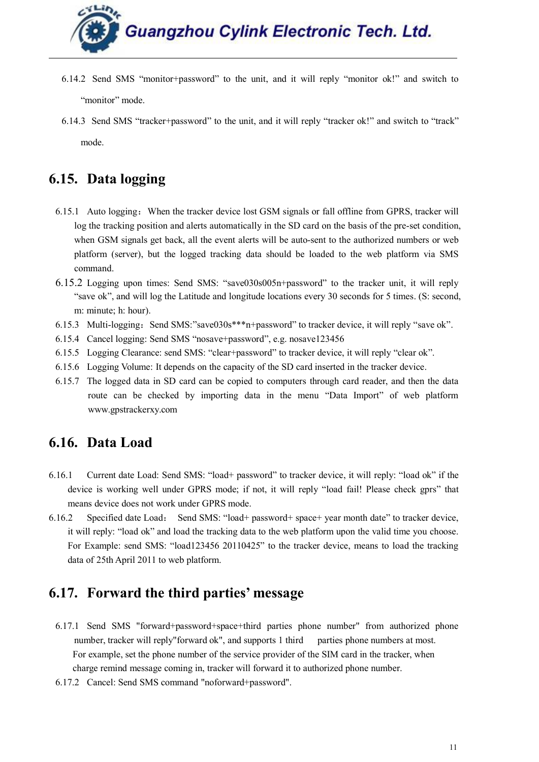6.14.2 Send SMS “monitor+password” to the unit, and it will reply “monitor ok!” and switch to “monitor” mode.

6.14.3 Send SMS “tracker+password” to the unit, and it will reply “tracker ok!” and switch to “track” mode.

## 6.15. Data logging

6.15.1 Auto logging：When the tracker device lost GSM signals or fall offline from GPRS, tracker will log the tracking position and alerts automatically in the SD card on the basis of the pre-set condition, when GSM signals get back, all the event alerts will be auto-sent to the authorized numbers or web platform (server), but the logged tracking data should be loaded to the web platform via SMS command.

6.15.2 Logging upon times: Send SMS: “save030s005n+password” to the tracker unit, it will reply “save ok”, and will log the Latitude and longitude locations every 30 seconds for 5 times. (S: second, m: minute; h: hour).

6.15.3 Multi-logging：Send SMS:”save030s***n+password” to tracker device, it will reply “save ok”.

6.15.4 Cancel logging: Send SMS “nosave+password”, e.g. nosave123456

6.15.5 Logging Clearance: send SMS: “clear+password” to tracker device, it will reply “clear ok”.

6.15.6 Logging Volume: It depends on the capacity of the SD card inserted in the tracker device.

6.15.7 The logged data in SD card can be copied to computers through card reader, and then the data route can be checked by importing data in the menu “Data Import” of web platform www.gpstrackerxy.com

## 6.16. Data Load

6.16.1 Current date Load: Send SMS: “load+ password” to tracker device, it will reply: “load ok” if the device is working well under GPRS mode; if not, it will reply “load fail! Please check gprs” that means device does not work under GPRS mode.

6.16.2 Specified date Load： Send SMS: “load+ password+ space+ year month date” to tracker device, it will reply: “load ok” and load the tracking data to the web platform upon the valid time you choose. For Example: send SMS: “load123456 20110425” to the tracker device, means to load the tracking data of 25th April 2011 to web platform.

## 6.17. Forward the third parties’ message

6.17.1 Send SMS "forward+password+space+third parties phone number" from authorized phone number, tracker will reply"forward ok", and supports 1 third parties phone numbers at most.
For example, set the phone number of the service provider of the SIM card in the tracker, when charge remind message coming in, tracker will forward it to authorized phone number.

6.17.2 Cancel: Send SMS command "noforward+password".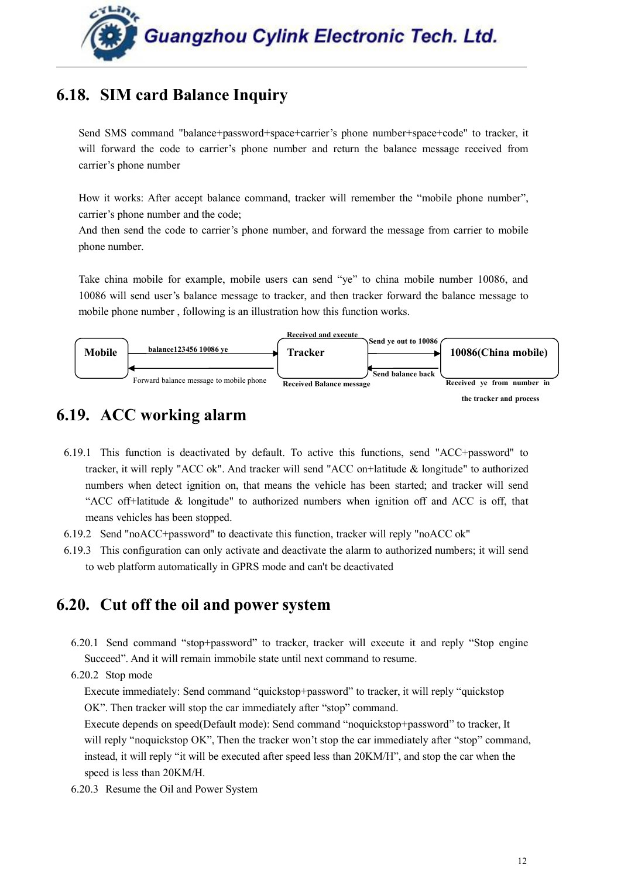## 6.18. SIM card Balance Inquiry

Send SMS command "balance+password+space+carrier's phone number+space+code" to tracker, it will forward the code to carrier's phone number and return the balance message received from carrier's phone number

How it works: After accept balance command, tracker will remember the "mobile phone number", carrier's phone number and the code;
And then send the code to carrier's phone number, and forward the message from carrier to mobile phone number.

Take china mobile for example, mobile users can send "ye" to china mobile number 10086, and 10086 will send user's balance message to tracker, and then tracker forward the balance message to mobile phone number , following is an illustration how this function works.

Mobile → balance123456 10086 ye → Tracker (Received and execute) → Send ye out to 10086 → 10086(China mobile) (Received ye from number in the tracker and process) → Send balance back → Tracker (Received Balance message) → Forward balance message to mobile phone → Mobile

## 6.19. ACC working alarm

6.19.1 This function is deactivated by default. To active this functions, send "ACC+password" to tracker, it will reply "ACC ok". And tracker will send "ACC on+latitude & longitude" to authorized numbers when detect ignition on, that means the vehicle has been started; and tracker will send "ACC off+latitude & longitude" to authorized numbers when ignition off and ACC is off, that means vehicles has been stopped.

6.19.2 Send "noACC+password" to deactivate this function, tracker will reply "noACC ok"

6.19.3 This configuration can only activate and deactivate the alarm to authorized numbers; it will send to web platform automatically in GPRS mode and can't be deactivated

## 6.20. Cut off the oil and power system

6.20.1 Send command "stop+password" to tracker, tracker will execute it and reply "Stop engine Succeed". And it will remain immobile state until next command to resume.

6.20.2 Stop mode

Execute immediately: Send command "quickstop+password" to tracker, it will reply "quickstop OK". Then tracker will stop the car immediately after "stop" command.

Execute depends on speed(Default mode): Send command "noquickstop+password" to tracker, It will reply "noquickstop OK", Then the tracker won't stop the car immediately after "stop" command, instead, it will reply "it will be executed after speed less than 20KM/H", and stop the car when the speed is less than 20KM/H.

6.20.3 Resume the Oil and Power System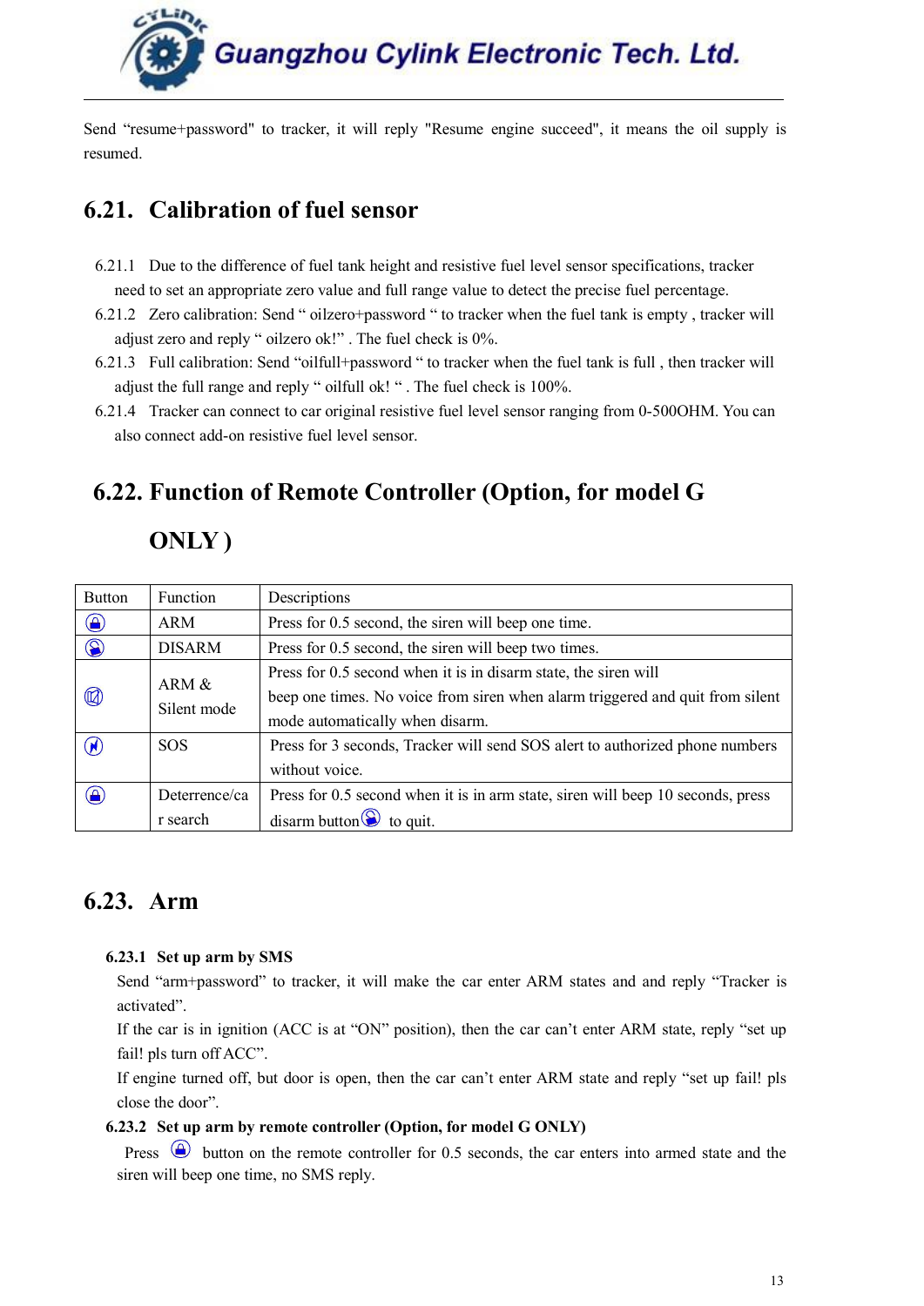Send "resume+password" to tracker, it will reply "Resume engine succeed", it means the oil supply is resumed.

## 6.21. Calibration of fuel sensor

6.21.1 Due to the difference of fuel tank height and resistive fuel level sensor specifications, tracker need to set an appropriate zero value and full range value to detect the precise fuel percentage.

6.21.2 Zero calibration: Send " oilzero+password " to tracker when the fuel tank is empty , tracker will adjust zero and reply " oilzero ok!" . The fuel check is 0%.

6.21.3 Full calibration: Send "oilfull+password " to tracker when the fuel tank is full , then tracker will adjust the full range and reply " oilfull ok! " . The fuel check is 100%.

6.21.4 Tracker can connect to car original resistive fuel level sensor ranging from 0-500OHM. You can also connect add-on resistive fuel level sensor.

## 6.22. Function of Remote Controller (Option, for model G ONLY )

| Button | Function | Descriptions |
|---|---|---|
| | ARM | Press for 0.5 second, the siren will beep one time. |
| | DISARM | Press for 0.5 second, the siren will beep two times. |
| | ARM & Silent mode | Press for 0.5 second when it is in disarm state, the siren will beep one times. No voice from siren when alarm triggered and quit from silent mode automatically when disarm. |
| | SOS | Press for 3 seconds, Tracker will send SOS alert to authorized phone numbers without voice. |
| | Deterrence/car search | Press for 0.5 second when it is in arm state, siren will beep 10 seconds, press disarm button to quit. |

## 6.23. Arm

### 6.23.1 Set up arm by SMS

Send "arm+password" to tracker, it will make the car enter ARM states and and reply "Tracker is activated".

If the car is in ignition (ACC is at "ON" position), then the car can't enter ARM state, reply "set up fail! pls turn off ACC".

If engine turned off, but door is open, then the car can't enter ARM state and reply "set up fail! pls close the door".

### 6.23.2 Set up arm by remote controller (Option, for model G ONLY)

Press button on the remote controller for 0.5 seconds, the car enters into armed state and the siren will beep one time, no SMS reply.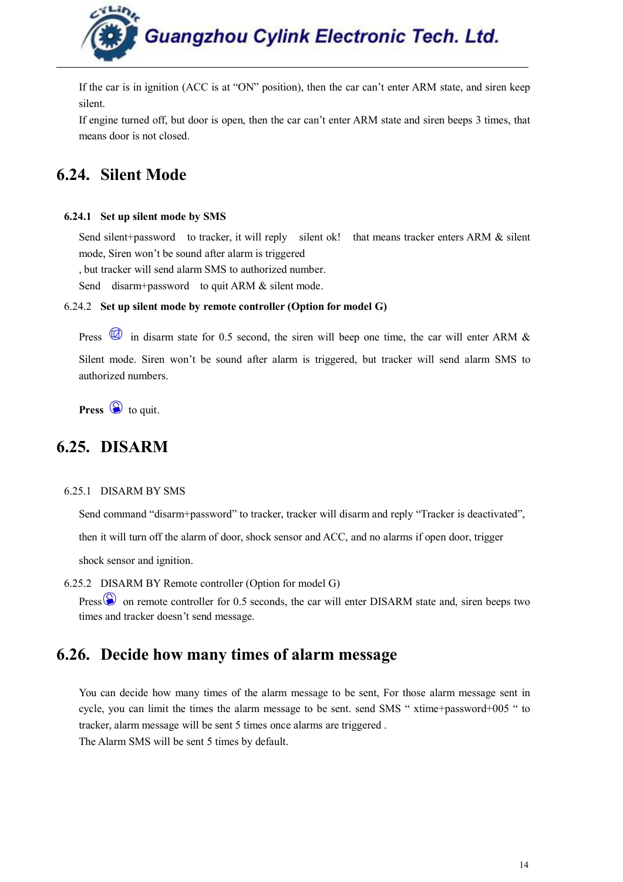If the car is in ignition (ACC is at "ON" position), then the car can't enter ARM state, and siren keep silent.

If engine turned off, but door is open, then the car can't enter ARM state and siren beeps 3 times, that means door is not closed.

## 6.24. Silent Mode

### 6.24.1 Set up silent mode by SMS

Send silent+password to tracker, it will reply silent ok! that means tracker enters ARM & silent mode, Siren won't be sound after alarm is triggered

, but tracker will send alarm SMS to authorized number.

Send disarm+password to quit ARM & silent mode.

### 6.24.2 Set up silent mode by remote controller (Option for model G)

Press in disarm state for 0.5 second, the siren will beep one time, the car will enter ARM & Silent mode. Siren won't be sound after alarm is triggered, but tracker will send alarm SMS to authorized numbers.

**Press** to quit.

## 6.25. DISARM

### 6.25.1 DISARM BY SMS

Send command "disarm+password" to tracker, tracker will disarm and reply "Tracker is deactivated", then it will turn off the alarm of door, shock sensor and ACC, and no alarms if open door, trigger shock sensor and ignition.

### 6.25.2 DISARM BY Remote controller (Option for model G)

Press on remote controller for 0.5 seconds, the car will enter DISARM state and, siren beeps two times and tracker doesn't send message.

## 6.26. Decide how many times of alarm message

You can decide how many times of the alarm message to be sent, For those alarm message sent in cycle, you can limit the times the alarm message to be sent. send SMS " xtime+password+005 " to tracker, alarm message will be sent 5 times once alarms are triggered .

The Alarm SMS will be sent 5 times by default.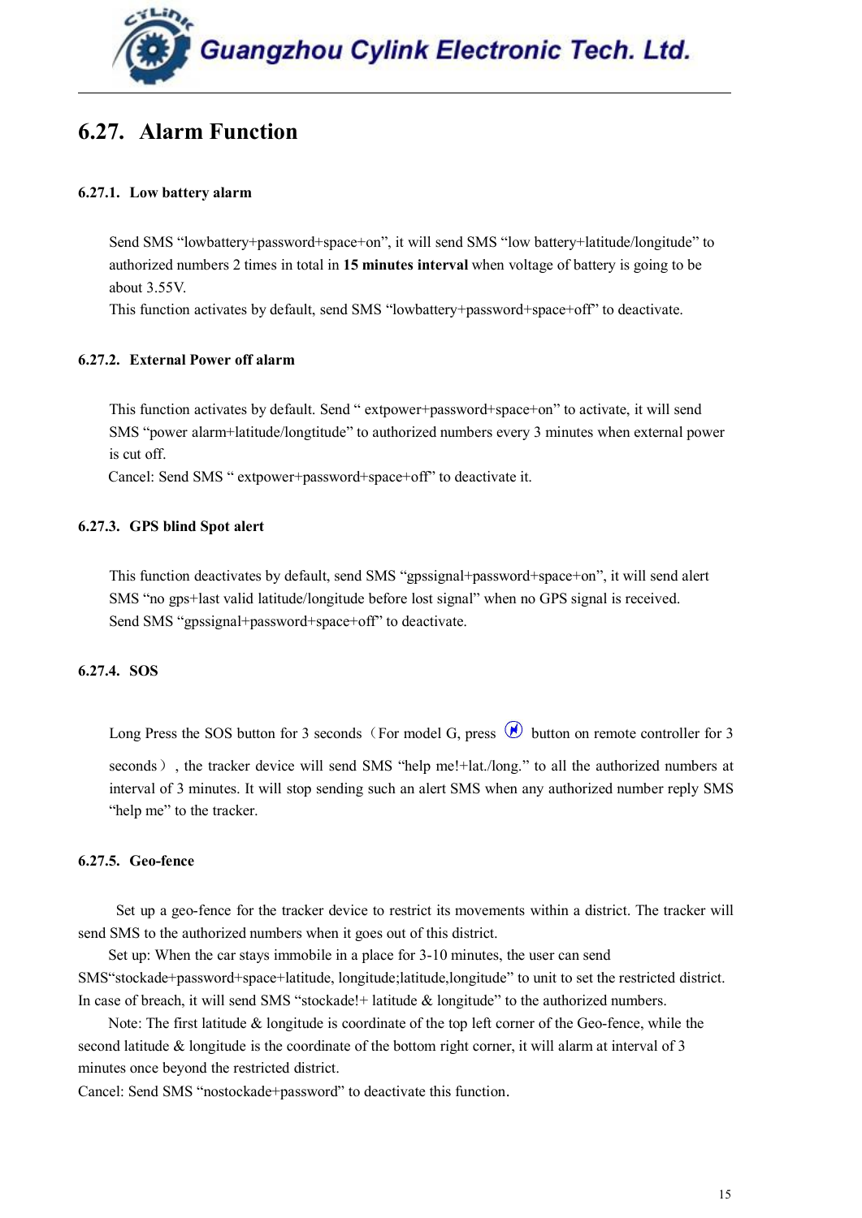## 6.27. Alarm Function

### 6.27.1. Low battery alarm

Send SMS "lowbattery+password+space+on", it will send SMS "low battery+latitude/longitude" to authorized numbers 2 times in total in **15 minutes interval** when voltage of battery is going to be about 3.55V.

This function activates by default, send SMS "lowbattery+password+space+off" to deactivate.

### 6.27.2. External Power off alarm

This function activates by default. Send " extpower+password+space+on" to activate, it will send SMS "power alarm+latitude/longtitude" to authorized numbers every 3 minutes when external power is cut off.

Cancel: Send SMS " extpower+password+space+off" to deactivate it.

### 6.27.3. GPS blind Spot alert

This function deactivates by default, send SMS "gpssignal+password+space+on", it will send alert SMS "no gps+last valid latitude/longitude before lost signal" when no GPS signal is received.

Send SMS "gpssignal+password+space+off" to deactivate.

### 6.27.4. SOS

Long Press the SOS button for 3 seconds（For model G, press button on remote controller for 3 seconds）, the tracker device will send SMS "help me!+lat./long." to all the authorized numbers at interval of 3 minutes. It will stop sending such an alert SMS when any authorized number reply SMS "help me" to the tracker.

### 6.27.5. Geo-fence

Set up a geo-fence for the tracker device to restrict its movements within a district. The tracker will send SMS to the authorized numbers when it goes out of this district.

Set up: When the car stays immobile in a place for 3-10 minutes, the user can send SMS"stockade+password+space+latitude, longitude;latitude,longitude" to unit to set the restricted district. In case of breach, it will send SMS "stockade!+ latitude & longitude" to the authorized numbers.

Note: The first latitude & longitude is coordinate of the top left corner of the Geo-fence, while the second latitude & longitude is the coordinate of the bottom right corner, it will alarm at interval of 3 minutes once beyond the restricted district.

Cancel: Send SMS "nostockade+password" to deactivate this function.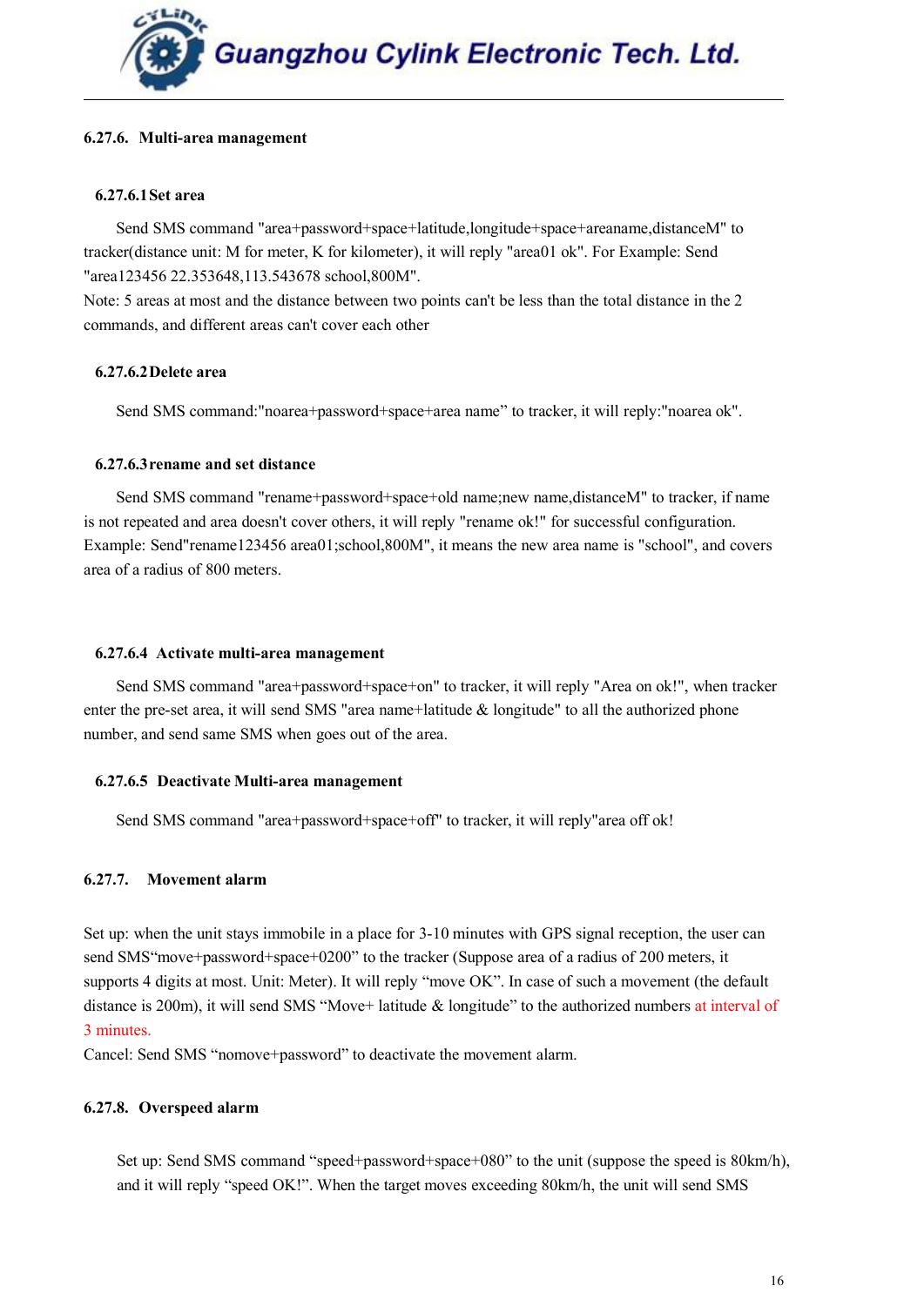### 6.27.6. Multi-area management

#### 6.27.6.1 Set area

Send SMS command "area+password+space+latitude,longitude+space+areaname,distanceM" to tracker(distance unit: M for meter, K for kilometer), it will reply "area01 ok". For Example: Send "area123456 22.353648,113.543678 school,800M".
Note: 5 areas at most and the distance between two points can't be less than the total distance in the 2 commands, and different areas can't cover each other

#### 6.27.6.2 Delete area

Send SMS command:"noarea+password+space+area name" to tracker, it will reply:"noarea ok".

#### 6.27.6.3 rename and set distance

Send SMS command "rename+password+space+old name;new name,distanceM" to tracker, if name is not repeated and area doesn't cover others, it will reply "rename ok!" for successful configuration. Example: Send"rename123456 area01;school,800M", it means the new area name is "school", and covers area of a radius of 800 meters.

#### 6.27.6.4 Activate multi-area management

Send SMS command "area+password+space+on" to tracker, it will reply "Area on ok!", when tracker enter the pre-set area, it will send SMS "area name+latitude & longitude" to all the authorized phone number, and send same SMS when goes out of the area.

#### 6.27.6.5 Deactivate Multi-area management

Send SMS command "area+password+space+off" to tracker, it will reply"area off ok!

### 6.27.7. Movement alarm

Set up: when the unit stays immobile in a place for 3-10 minutes with GPS signal reception, the user can send SMS"move+password+space+0200" to the tracker (Suppose area of a radius of 200 meters, it supports 4 digits at most. Unit: Meter). It will reply "move OK". In case of such a movement (the default distance is 200m), it will send SMS "Move+ latitude & longitude" to the authorized numbers at interval of 3 minutes.
Cancel: Send SMS "nomove+password" to deactivate the movement alarm.

### 6.27.8. Overspeed alarm

Set up: Send SMS command "speed+password+space+080" to the unit (suppose the speed is 80km/h), and it will reply "speed OK!". When the target moves exceeding 80km/h, the unit will send SMS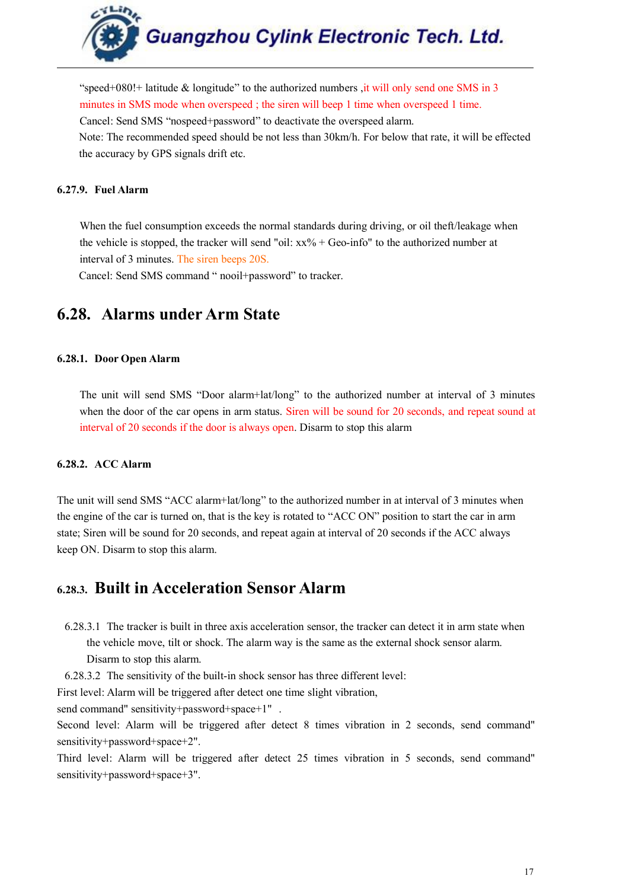"speed+080!+ latitude & longitude" to the authorized numbers ,it will only send one SMS in 3 minutes in SMS mode when overspeed ; the siren will beep 1 time when overspeed 1 time.

Cancel: Send SMS "nospeed+password" to deactivate the overspeed alarm.

Note: The recommended speed should be not less than 30km/h. For below that rate, it will be effected the accuracy by GPS signals drift etc.

#### 6.27.9. Fuel Alarm

When the fuel consumption exceeds the normal standards during driving, or oil theft/leakage when the vehicle is stopped, the tracker will send "oil: xx% + Geo-info" to the authorized number at interval of 3 minutes. The siren beeps 20S.

Cancel: Send SMS command " nooil+password" to tracker.

## 6.28. Alarms under Arm State

#### 6.28.1. Door Open Alarm

The unit will send SMS "Door alarm+lat/long" to the authorized number at interval of 3 minutes when the door of the car opens in arm status. Siren will be sound for 20 seconds, and repeat sound at interval of 20 seconds if the door is always open. Disarm to stop this alarm

#### 6.28.2. ACC Alarm

The unit will send SMS "ACC alarm+lat/long" to the authorized number in at interval of 3 minutes when the engine of the car is turned on, that is the key is rotated to "ACC ON" position to start the car in arm state; Siren will be sound for 20 seconds, and repeat again at interval of 20 seconds if the ACC always keep ON. Disarm to stop this alarm.

### 6.28.3. Built in Acceleration Sensor Alarm

6.28.3.1 The tracker is built in three axis acceleration sensor, the tracker can detect it in arm state when the vehicle move, tilt or shock. The alarm way is the same as the external shock sensor alarm. Disarm to stop this alarm.

6.28.3.2 The sensitivity of the built-in shock sensor has three different level:

First level: Alarm will be triggered after detect one time slight vibration, send command" sensitivity+password+space+1" .

Second level: Alarm will be triggered after detect 8 times vibration in 2 seconds, send command" sensitivity+password+space+2".

Third level: Alarm will be triggered after detect 25 times vibration in 5 seconds, send command" sensitivity+password+space+3".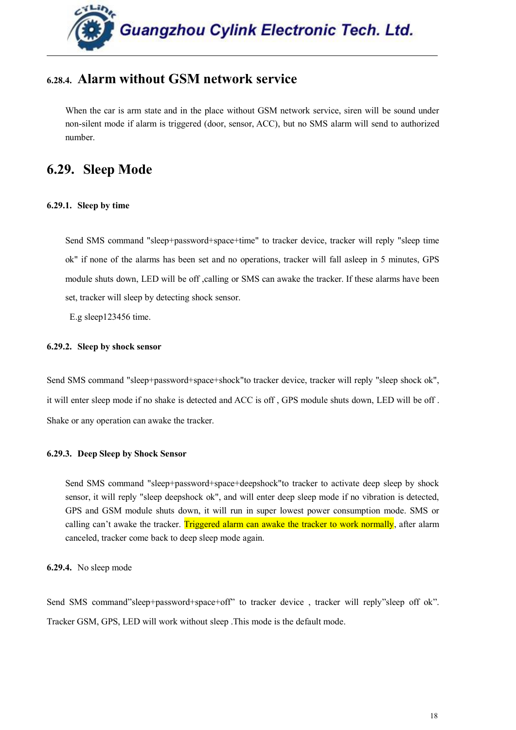#### 6.28.4. Alarm without GSM network service

When the car is arm state and in the place without GSM network service, siren will be sound under non-silent mode if alarm is triggered (door, sensor, ACC), but no SMS alarm will send to authorized number.

## 6.29. Sleep Mode

### 6.29.1. Sleep by time

Send SMS command "sleep+password+space+time" to tracker device, tracker will reply "sleep time ok" if none of the alarms has been set and no operations, tracker will fall asleep in 5 minutes, GPS module shuts down, LED will be off ,calling or SMS can awake the tracker. If these alarms have been set, tracker will sleep by detecting shock sensor.

E.g sleep123456 time.

### 6.29.2. Sleep by shock sensor

Send SMS command "sleep+password+space+shock"to tracker device, tracker will reply "sleep shock ok", it will enter sleep mode if no shake is detected and ACC is off , GPS module shuts down, LED will be off . Shake or any operation can awake the tracker.

### 6.29.3. Deep Sleep by Shock Sensor

Send SMS command "sleep+password+space+deepshock"to tracker to activate deep sleep by shock sensor, it will reply "sleep deepshock ok", and will enter deep sleep mode if no vibration is detected, GPS and GSM module shuts down, it will run in super lowest power consumption mode. SMS or calling can't awake the tracker. Triggered alarm can awake the tracker to work normally, after alarm canceled, tracker come back to deep sleep mode again.

### 6.29.4. No sleep mode

Send SMS command"sleep+password+space+off" to tracker device , tracker will reply"sleep off ok". Tracker GSM, GPS, LED will work without sleep .This mode is the default mode.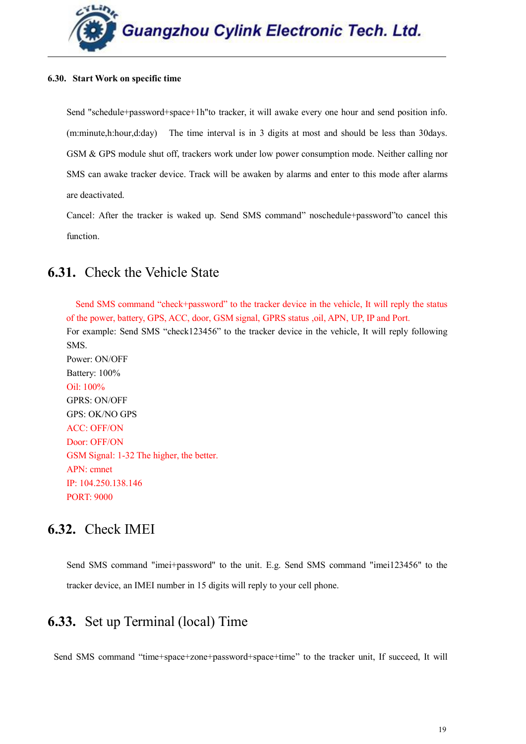### 6.30. Start Work on specific time

Send "schedule+password+space+1h"to tracker, it will awake every one hour and send position info. (m:minute,h:hour,d:day)　The time interval is in 3 digits at most and should be less than 30days. GSM & GPS module shut off, trackers work under low power consumption mode. Neither calling nor SMS can awake tracker device. Track will be awaken by alarms and enter to this mode after alarms are deactivated.

Cancel: After the tracker is waked up. Send SMS command” noschedule+password”to cancel this function.

## 6.31. Check the Vehicle State

Send SMS command “check+password” to the tracker device in the vehicle, It will reply the status of the power, battery, GPS, ACC, door, GSM signal, GPRS status ,oil, APN, UP, IP and Port.

For example: Send SMS “check123456” to the tracker device in the vehicle, It will reply following SMS.

Power: ON/OFF
Battery: 100%
Oil: 100%
GPRS: ON/OFF
GPS: OK/NO GPS
ACC: OFF/ON
Door: OFF/ON
GSM Signal: 1-32 The higher, the better.
APN: cmnet
IP: 104.250.138.146
PORT: 9000

## 6.32. Check IMEI

Send SMS command "imei+password" to the unit. E.g. Send SMS command "imei123456" to the tracker device, an IMEI number in 15 digits will reply to your cell phone.

## 6.33. Set up Terminal (local) Time

Send SMS command “time+space+zone+password+space+time” to the tracker unit, If succeed, It will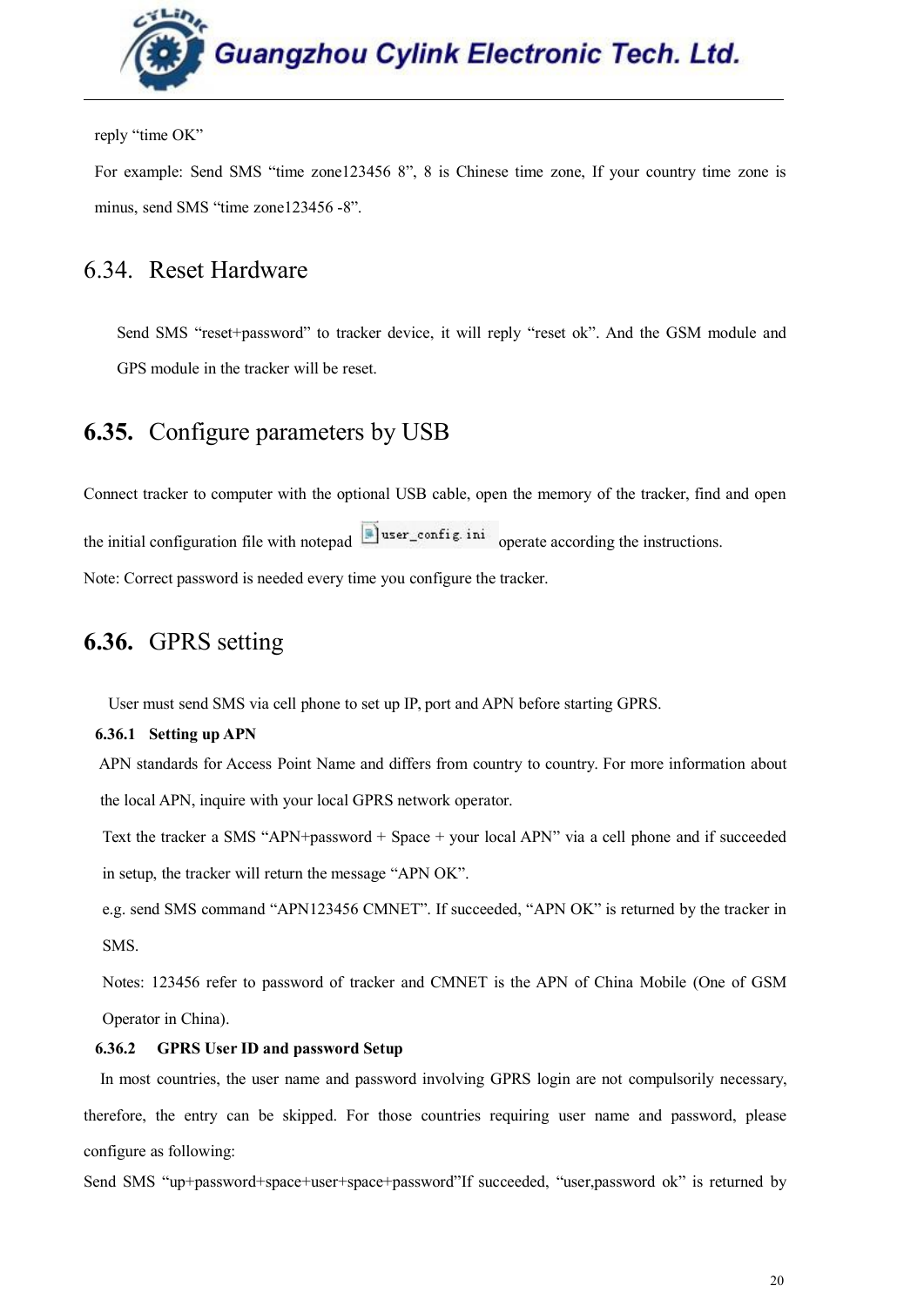reply “time OK”

For example: Send SMS “time zone123456 8”, 8 is Chinese time zone, If your country time zone is minus, send SMS “time zone123456 -8”.

## 6.34. Reset Hardware

Send SMS “reset+password” to tracker device, it will reply “reset ok”. And the GSM module and GPS module in the tracker will be reset.

## **6.35.** Configure parameters by USB

Connect tracker to computer with the optional USB cable, open the memory of the tracker, find and open the initial configuration file with notepad user_config.ini operate according the instructions.

Note: Correct password is needed every time you configure the tracker.

## **6.36.** GPRS setting

User must send SMS via cell phone to set up IP, port and APN before starting GPRS.

### 6.36.1 Setting up APN

APN standards for Access Point Name and differs from country to country. For more information about the local APN, inquire with your local GPRS network operator.

Text the tracker a SMS “APN+password + Space + your local APN” via a cell phone and if succeeded in setup, the tracker will return the message “APN OK”.

e.g. send SMS command “APN123456 CMNET”. If succeeded, “APN OK” is returned by the tracker in SMS.

Notes: 123456 refer to password of tracker and CMNET is the APN of China Mobile (One of GSM Operator in China).

### 6.36.2 GPRS User ID and password Setup

In most countries, the user name and password involving GPRS login are not compulsorily necessary, therefore, the entry can be skipped. For those countries requiring user name and password, please configure as following:

Send SMS “up+password+space+user+space+password”If succeeded, “user,password ok” is returned by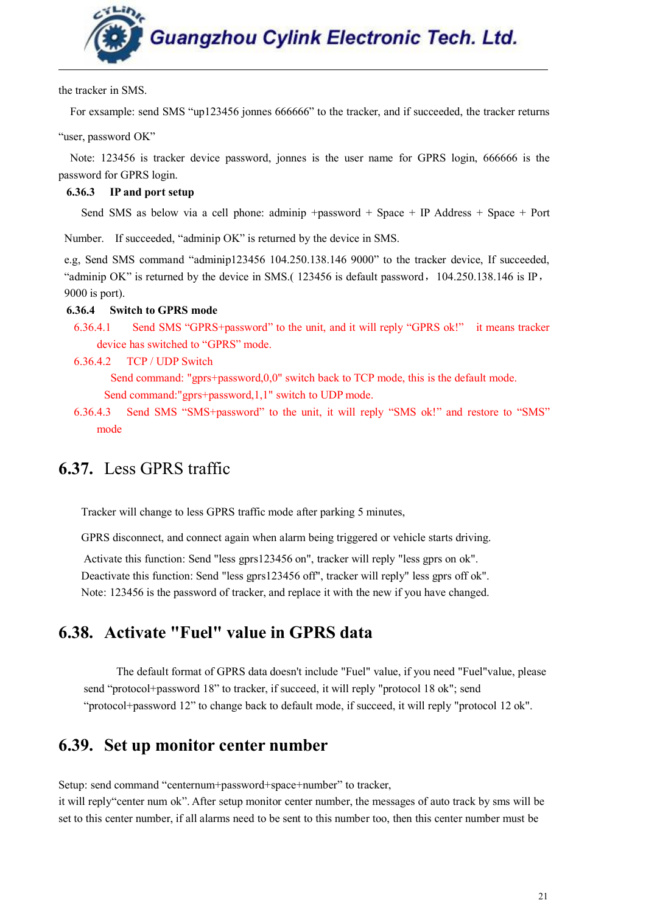the tracker in SMS.

For exsample: send SMS "up123456 jonnes 666666" to the tracker, and if succeeded, the tracker returns "user, password OK"

Note: 123456 is tracker device password, jonnes is the user name for GPRS login, 666666 is the password for GPRS login.

### 6.36.3 IP and port setup

Send SMS as below via a cell phone: adminip +password + Space + IP Address + Space + Port Number. If succeeded, "adminip OK" is returned by the device in SMS.

e.g, Send SMS command "adminip123456 104.250.138.146 9000" to the tracker device, If succeeded, "adminip OK" is returned by the device in SMS.( 123456 is default password, 104.250.138.146 is IP, 9000 is port).

### 6.36.4 Switch to GPRS mode

6.36.4.1 Send SMS "GPRS+password" to the unit, and it will reply "GPRS ok!" it means tracker device has switched to "GPRS" mode.

6.36.4.2 TCP / UDP Switch

Send command: "gprs+password,0,0" switch back to TCP mode, this is the default mode.

Send command:"gprs+password,1,1" switch to UDP mode.

6.36.4.3 Send SMS "SMS+password" to the unit, it will reply "SMS ok!" and restore to "SMS" mode

## 6.37. Less GPRS traffic

Tracker will change to less GPRS traffic mode after parking 5 minutes,

GPRS disconnect, and connect again when alarm being triggered or vehicle starts driving.

Activate this function: Send "less gprs123456 on", tracker will reply "less gprs on ok".
Deactivate this function: Send "less gprs123456 off", tracker will reply" less gprs off ok".
Note: 123456 is the password of tracker, and replace it with the new if you have changed.

## 6.38. Activate "Fuel" value in GPRS data

The default format of GPRS data doesn't include "Fuel" value, if you need "Fuel"value, please send "protocol+password 18" to tracker, if succeed, it will reply "protocol 18 ok"; send "protocol+password 12" to change back to default mode, if succeed, it will reply "protocol 12 ok".

## 6.39. Set up monitor center number

Setup: send command "centernum+password+space+number" to tracker,
it will reply"center num ok". After setup monitor center number, the messages of auto track by sms will be set to this center number, if all alarms need to be sent to this number too, then this center number must be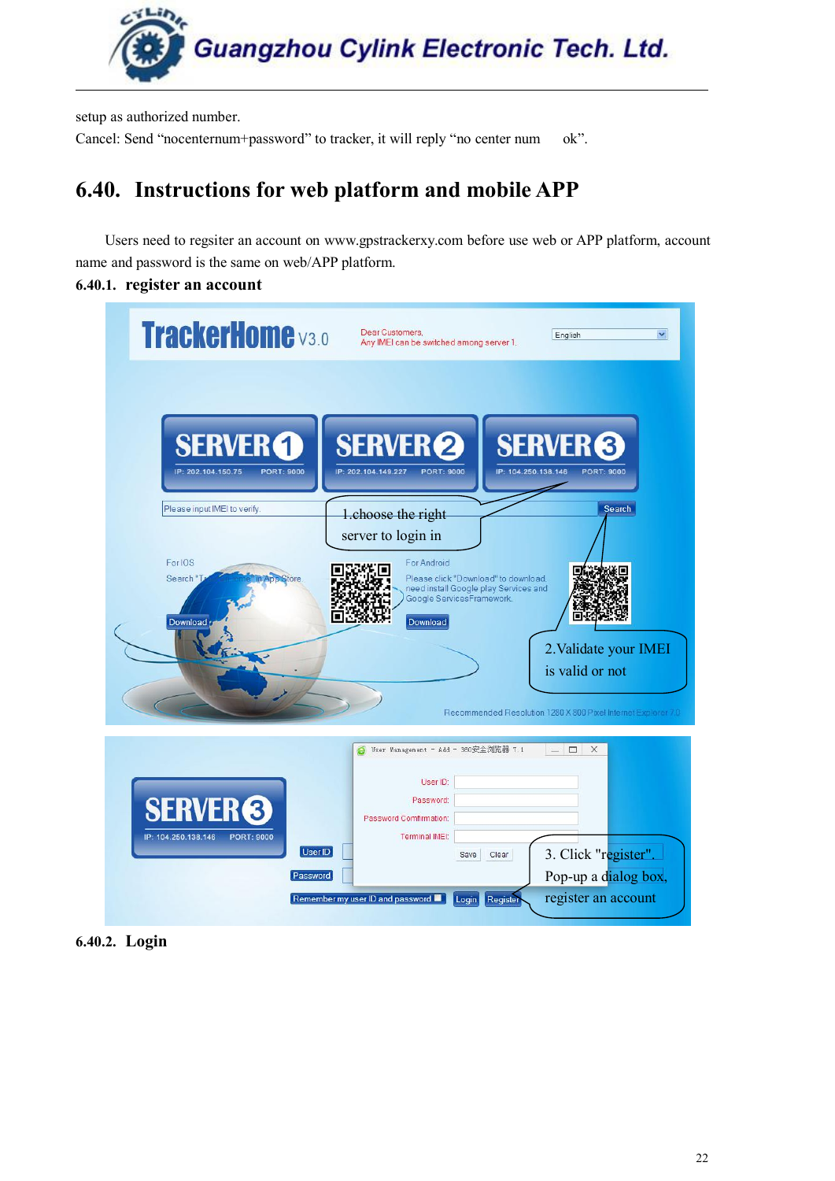setup as authorized number.

Cancel: Send “nocenternum+password” to tracker, it will reply “no center num ok”.

## 6.40. Instructions for web platform and mobile APP

Users need to regsiter an account on www.gpstrackerxy.com before use web or APP platform, account name and password is the same on web/APP platform.

### 6.40.1. register an account

### 6.40.2. Login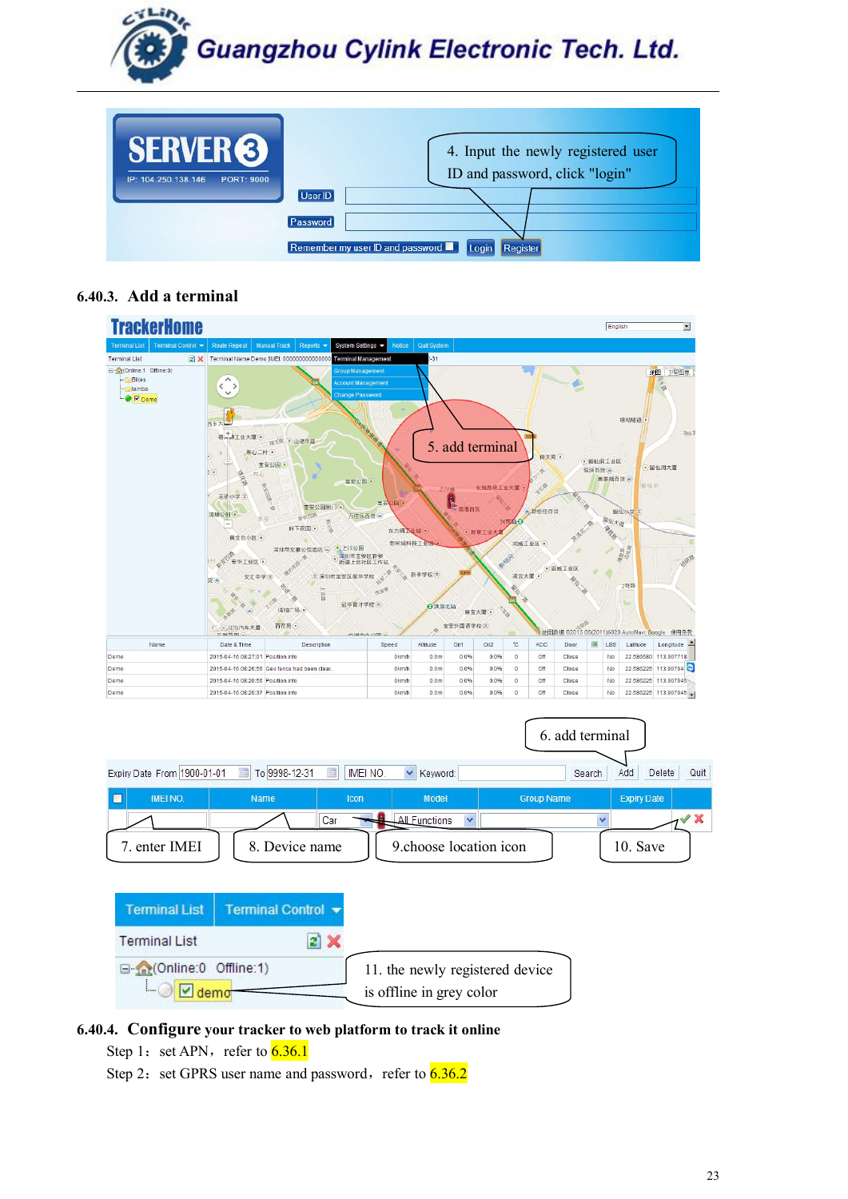### 6.40.3. Add a terminal

### 6.40.4. Configure your tracker to web platform to track it online

Step 1：set APN，refer to 6.36.1

Step 2：set GPRS user name and password，refer to 6.36.2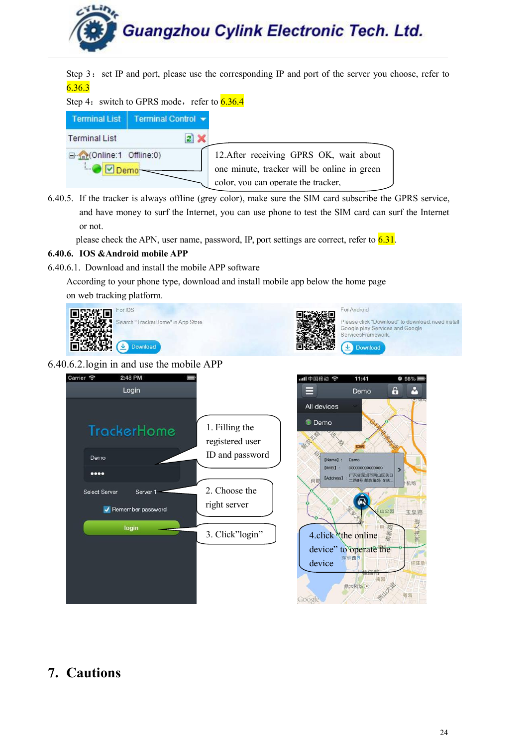Step 3： set IP and port, please use the corresponding IP and port of the server you choose, refer to 6.36.3

Step 4：switch to GPRS mode，refer to 6.36.4

12.After receiving GPRS OK, wait about one minute, tracker will be online in green color, you can operate the tracker,

6.40.5. If the tracker is always offline (grey color), make sure the SIM card subscribe the GPRS service, and have money to surf the Internet, you can use phone to test the SIM card can surf the Internet or not.

please check the APN, user name, password, IP, port settings are correct, refer to 6.31.

**6.40.6. IOS &Android mobile APP**

6.40.6.1. Download and install the mobile APP software

According to your phone type, download and install mobile app below the home page on web tracking platform.

6.40.6.2.login in and use the mobile APP

1. Filling the registered user ID and password

2. Choose the right server

3. Click"login"

4.click "the online device" to operate the device

# 7. Cautions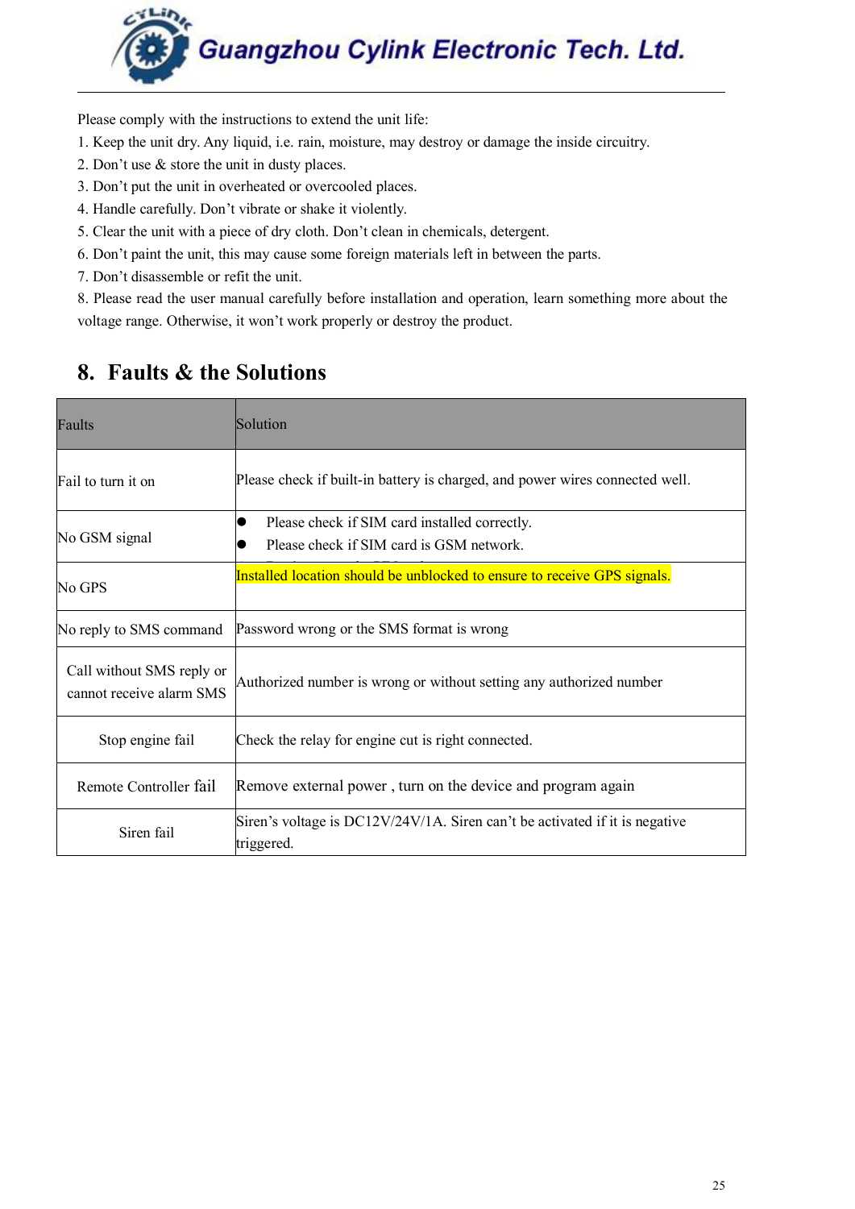Please comply with the instructions to extend the unit life:

1. Keep the unit dry. Any liquid, i.e. rain, moisture, may destroy or damage the inside circuitry.
2. Don't use & store the unit in dusty places.
3. Don't put the unit in overheated or overcooled places.
4. Handle carefully. Don't vibrate or shake it violently.
5. Clear the unit with a piece of dry cloth. Don't clean in chemicals, detergent.
6. Don't paint the unit, this may cause some foreign materials left in between the parts.
7. Don't disassemble or refit the unit.
8. Please read the user manual carefully before installation and operation, learn something more about the voltage range. Otherwise, it won't work properly or destroy the product.

## 8. Faults & the Solutions

| Faults | Solution |
|---|---|
| Fail to turn it on | Please check if built-in battery is charged, and power wires connected well. |
| No GSM signal | • Please check if SIM card installed correctly.<br>• Please check if SIM card is GSM network. |
| No GPS | Installed location should be unblocked to ensure to receive GPS signals. |
| No reply to SMS command | Password wrong or the SMS format is wrong |
| Call without SMS reply or cannot receive alarm SMS | Authorized number is wrong or without setting any authorized number |
| Stop engine fail | Check the relay for engine cut is right connected. |
| Remote Controller fail | Remove external power , turn on the device and program again |
| Siren fail | Siren's voltage is DC12V/24V/1A. Siren can't be activated if it is negative triggered. |